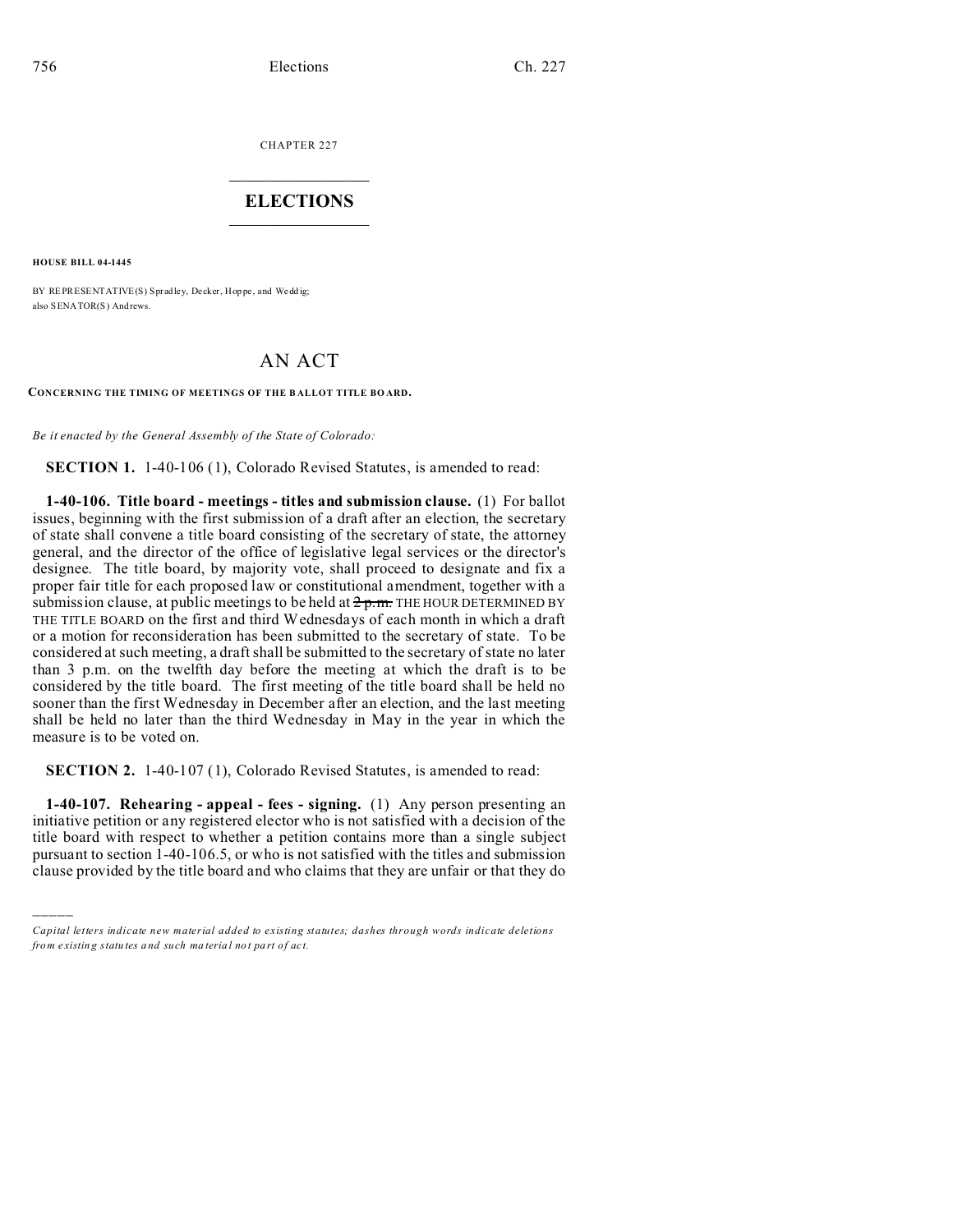CHAPTER 227

# ELECTIONS

**HOUSE BILL 04-1445**

BY REPRESENTATIVE(S) Spradley, Decker, Hoppe, and Weddig;
also SENATOR(S) Andrews.

# AN ACT

**CONCERNING THE TIMING OF MEETINGS OF THE BALLOT TITLE BOARD.**

*Be it enacted by the General Assembly of the State of Colorado:*

**SECTION 1.** 1-40-106 (1), Colorado Revised Statutes, is amended to read:

**1-40-106. Title board - meetings - titles and submission clause.** (1) For ballot issues, beginning with the first submission of a draft after an election, the secretary of state shall convene a title board consisting of the secretary of state, the attorney general, and the director of the office of legislative legal services or the director's designee. The title board, by majority vote, shall proceed to designate and fix a proper fair title for each proposed law or constitutional amendment, together with a submission clause, at public meetings to be held at ~~2 p.m.~~ THE HOUR DETERMINED BY THE TITLE BOARD on the first and third Wednesdays of each month in which a draft or a motion for reconsideration has been submitted to the secretary of state. To be considered at such meeting, a draft shall be submitted to the secretary of state no later than 3 p.m. on the twelfth day before the meeting at which the draft is to be considered by the title board. The first meeting of the title board shall be held no sooner than the first Wednesday in December after an election, and the last meeting shall be held no later than the third Wednesday in May in the year in which the measure is to be voted on.

**SECTION 2.** 1-40-107 (1), Colorado Revised Statutes, is amended to read:

**1-40-107. Rehearing - appeal - fees - signing.** (1) Any person presenting an initiative petition or any registered elector who is not satisfied with a decision of the title board with respect to whether a petition contains more than a single subject pursuant to section 1-40-106.5, or who is not satisfied with the titles and submission clause provided by the title board and who claims that they are unfair or that they do

*Capital letters indicate new material added to existing statutes; dashes through words indicate deletions from existing statutes and such material not part of act.*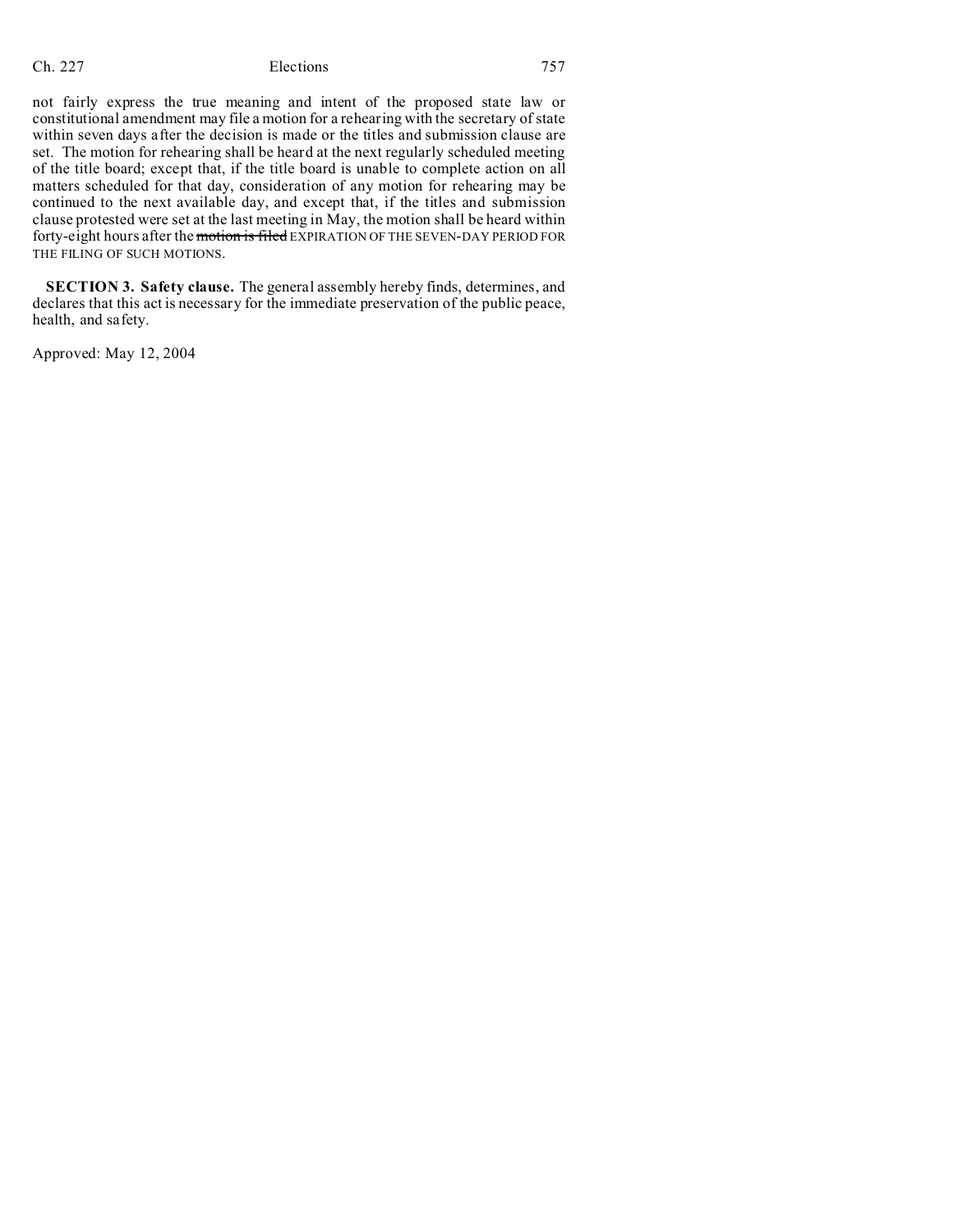not fairly express the true meaning and intent of the proposed state law or constitutional amendment may file a motion for a rehearing with the secretary of state within seven days after the decision is made or the titles and submission clause are set. The motion for rehearing shall be heard at the next regularly scheduled meeting of the title board; except that, if the title board is unable to complete action on all matters scheduled for that day, consideration of any motion for rehearing may be continued to the next available day, and except that, if the titles and submission clause protested were set at the last meeting in May, the motion shall be heard within forty-eight hours after the ~~motion is filed~~ EXPIRATION OF THE SEVEN-DAY PERIOD FOR THE FILING OF SUCH MOTIONS.

**SECTION 3. Safety clause.** The general assembly hereby finds, determines, and declares that this act is necessary for the immediate preservation of the public peace, health, and safety.

Approved: May 12, 2004